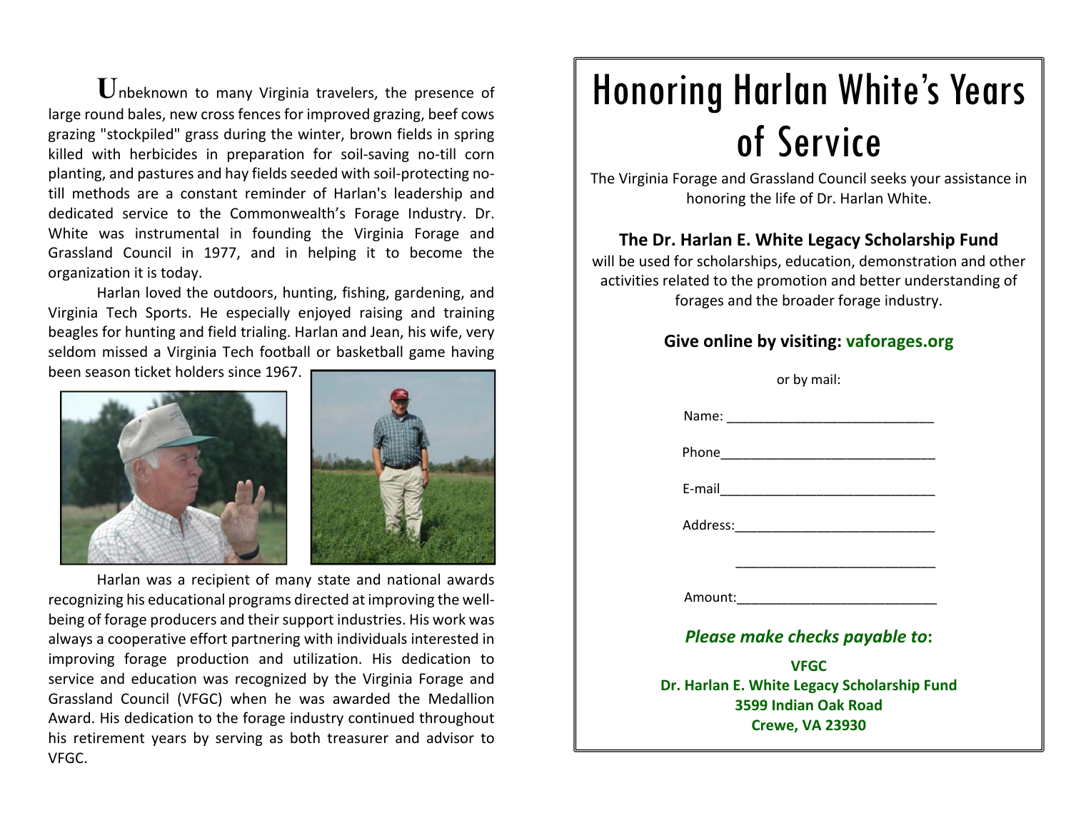Unbeknown to many Virginia travelers, the presence of large round bales, new cross fences for improved grazing, beef cows grazing "stockpiled" grass during the winter, brown fields in spring killed with herbicides in preparation for soil-saving no-till corn planting, and pastures and hay fields seeded with soil-protecting no-till methods are a constant reminder of Harlan's leadership and dedicated service to the Commonwealth's Forage Industry. Dr. White was instrumental in founding the Virginia Forage and Grassland Council in 1977, and in helping it to become the organization it is today.

Harlan loved the outdoors, hunting, fishing, gardening, and Virginia Tech Sports. He especially enjoyed raising and training beagles for hunting and field trialing. Harlan and Jean, his wife, very seldom missed a Virginia Tech football or basketball game having been season ticket holders since 1967.

Harlan was a recipient of many state and national awards recognizing his educational programs directed at improving the well-being of forage producers and their support industries. His work was always a cooperative effort partnering with individuals interested in improving forage production and utilization. His dedication to service and education was recognized by the Virginia Forage and Grassland Council (VFGC) when he was awarded the Medallion Award. His dedication to the forage industry continued throughout his retirement years by serving as both treasurer and advisor to VFGC.

# Honoring Harlan White's Years of Service

The Virginia Forage and Grassland Council seeks your assistance in honoring the life of Dr. Harlan White.

**The Dr. Harlan E. White Legacy Scholarship Fund**
will be used for scholarships, education, demonstration and other activities related to the promotion and better understanding of forages and the broader forage industry.

**Give online by visiting: vaforages.org**

or by mail:

Name: ____________________________

Phone______________________________

E-mail______________________________

Address:___________________________

___________________________

Amount:___________________________

***Please make checks payable to*:**

**VFGC**
**Dr. Harlan E. White Legacy Scholarship Fund**
**3599 Indian Oak Road**
**Crewe, VA 23930**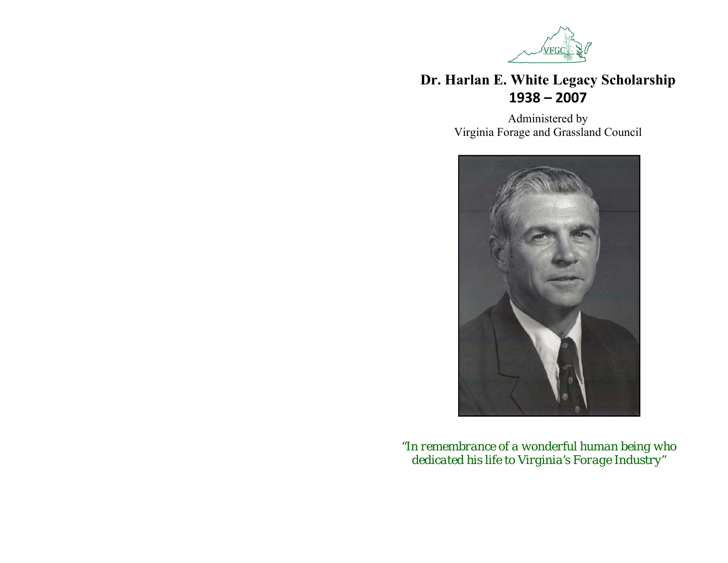VFGC

# Dr. Harlan E. White Legacy Scholarship

## 1938 – 2007

Administered by
Virginia Forage and Grassland Council

*"In remembrance of a wonderful human being who dedicated his life to Virginia's Forage Industry"*